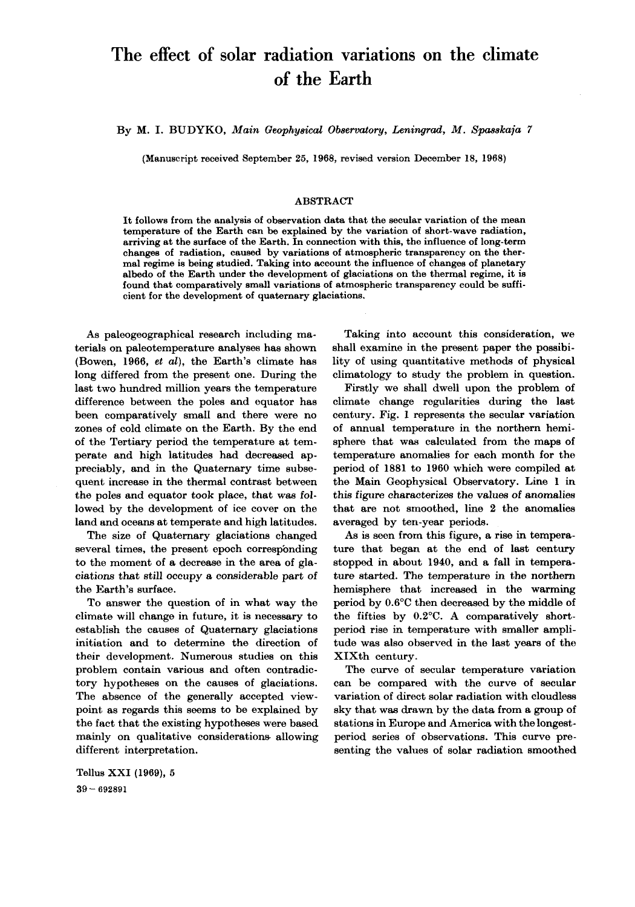# The effect of solar radiation variations on the climate of the Earth

By M. I. BUDYKO, *Main Geophysical Observatory, Leningrad, M. Spasskaja 7*

(Manuscript received September 25, 1968, revised version December 18, 1968)

## ABSTRACT

It follows from the analysis of observation data that the secular variation of the mean temperature of the Earth can be explained by the variation of short-wave radiation, arriving at the surface of the Earth. In connection with this, the influence of long-term changes of radiation, caused by variations of atmospheric transparency on the thermal regime is being studied. Taking into account the influence of changes of planetary albedo of the Earth under the development of glaciations on the thermal regime, it is found that comparatively small variations of atmospheric transparency could be sufficient for the development of quaternary glaciations.

As paleogeographical research including materials on paleotemperature analyses has shown (Bowen, 1966, *et al*), the Earth's climate has long differed from the present one. During the last two hundred million years the temperature difference between the poles and equator has been comparatively small and there were no zones of cold climate on the Earth. By the end of the Tertiary period the temperature at temperate and high latitudes had decreased appreciably, and in the Quaternary time subsequent increase in the thermal contrast between the poles and equator took place, that was followed by the development of ice cover on the land and oceans at temperate and high latitudes.

The size of Quaternary glaciations changed several times, the present epoch corresponding to the moment of a decrease in the area of glaciations that still occupy a considerable part of the Earth's surface.

To answer the question of in what way the climate will change in future, it is necessary to establish the causes of Quaternary glaciations initiation and to determine the direction of their development. Numerous studies on this problem contain various and often contradictory hypotheses on the causes of glaciations. The absence of the generally accepted viewpoint as regards this seems to be explained by the fact that the existing hypotheses were based mainly on qualitative considerations allowing different interpretation.

Taking into account this consideration, we shall examine in the present paper the possibility of using quantitative methods of physical climatology to study the problem in question.

Firstly we shall dwell upon the problem of climate change regularities during the last century. Fig. 1 represents the secular variation of annual temperature in the northern hemisphere that was calculated from the maps of temperature anomalies for each month for the period of 1881 to 1960 which were compiled at the Main Geophysical Observatory. Line 1 in this figure characterizes the values of anomalies that are not smoothed, line 2 the anomalies averaged by ten-year periods.

As is seen from this figure, a rise in temperature that began at the end of last century stopped in about 1940, and a fall in temperature started. The temperature in the northern hemisphere that increased in the warming period by 0.6°C then decreased by the middle of the fifties by 0.2°C. A comparatively short-period rise in temperature with smaller amplitude was also observed in the last years of the XIXth century.

The curve of secular temperature variation can be compared with the curve of secular variation of direct solar radiation with cloudless sky that was drawn by the data from a group of stations in Europe and America with the longest-period series of observations. This curve presenting the values of solar radiation smoothed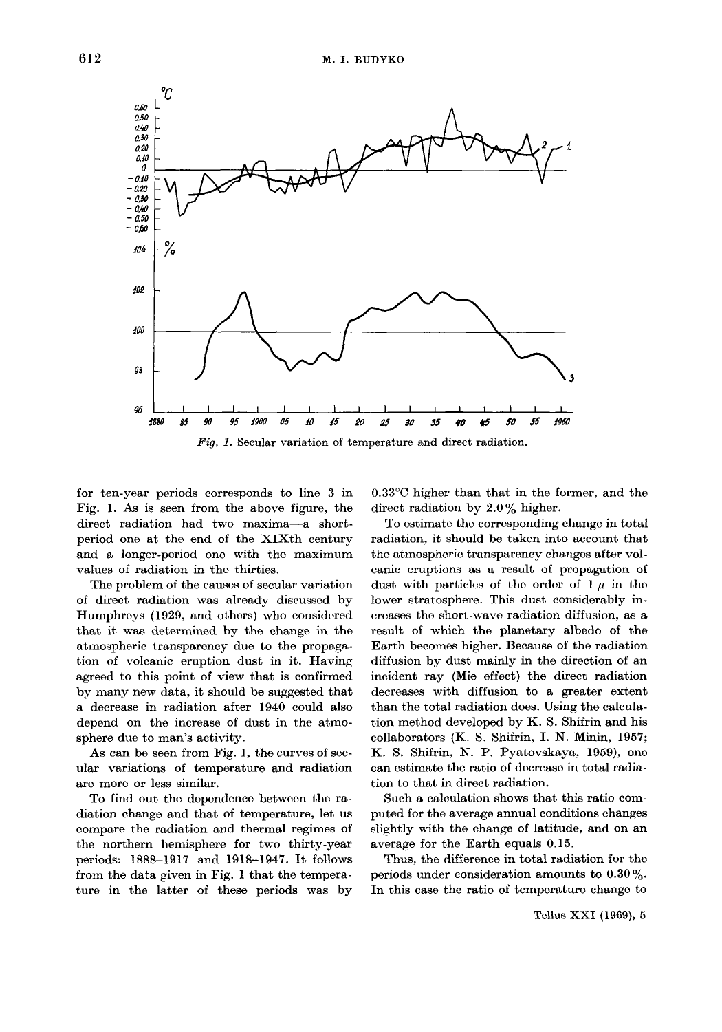*Fig. 1.* Secular variation of temperature and direct radiation.

for ten-year periods corresponds to line 3 in Fig. 1. As is seen from the above figure, the direct radiation had two maxima—a short-period one at the end of the XIXth century and a longer-period one with the maximum values of radiation in the thirties.

The problem of the causes of secular variation of direct radiation was already discussed by Humphreys (1929, and others) who considered that it was determined by the change in the atmospheric transparency due to the propagation of volcanic eruption dust in it. Having agreed to this point of view that is confirmed by many new data, it should be suggested that a decrease in radiation after 1940 could also depend on the increase of dust in the atmosphere due to man's activity.

As can be seen from Fig. 1, the curves of secular variations of temperature and radiation are more or less similar.

To find out the dependence between the radiation change and that of temperature, let us compare the radiation and thermal regimes of the northern hemisphere for two thirty-year periods: 1888–1917 and 1918–1947. It follows from the data given in Fig. 1 that the temperature in the latter of these periods was by 0.33°C higher than that in the former, and the direct radiation by 2.0% higher.

To estimate the corresponding change in total radiation, it should be taken into account that the atmospheric transparency changes after volcanic eruptions as a result of propagation of dust with particles of the order of 1 $\mu$ in the lower stratosphere. This dust considerably increases the short-wave radiation diffusion, as a result of which the planetary albedo of the Earth becomes higher. Because of the radiation diffusion by dust mainly in the direction of an incident ray (Mie effect) the direct radiation decreases with diffusion to a greater extent than the total radiation does. Using the calculation method developed by K. S. Shifrin and his collaborators (K. S. Shifrin, I. N. Minin, 1957; K. S. Shifrin, N. P. Pyatovskaya, 1959), one can estimate the ratio of decrease in total radiation to that in direct radiation.

Such a calculation shows that this ratio computed for the average annual conditions changes slightly with the change of latitude, and on an average for the Earth equals 0.15.

Thus, the difference in total radiation for the periods under consideration amounts to 0.30%. In this case the ratio of temperature change to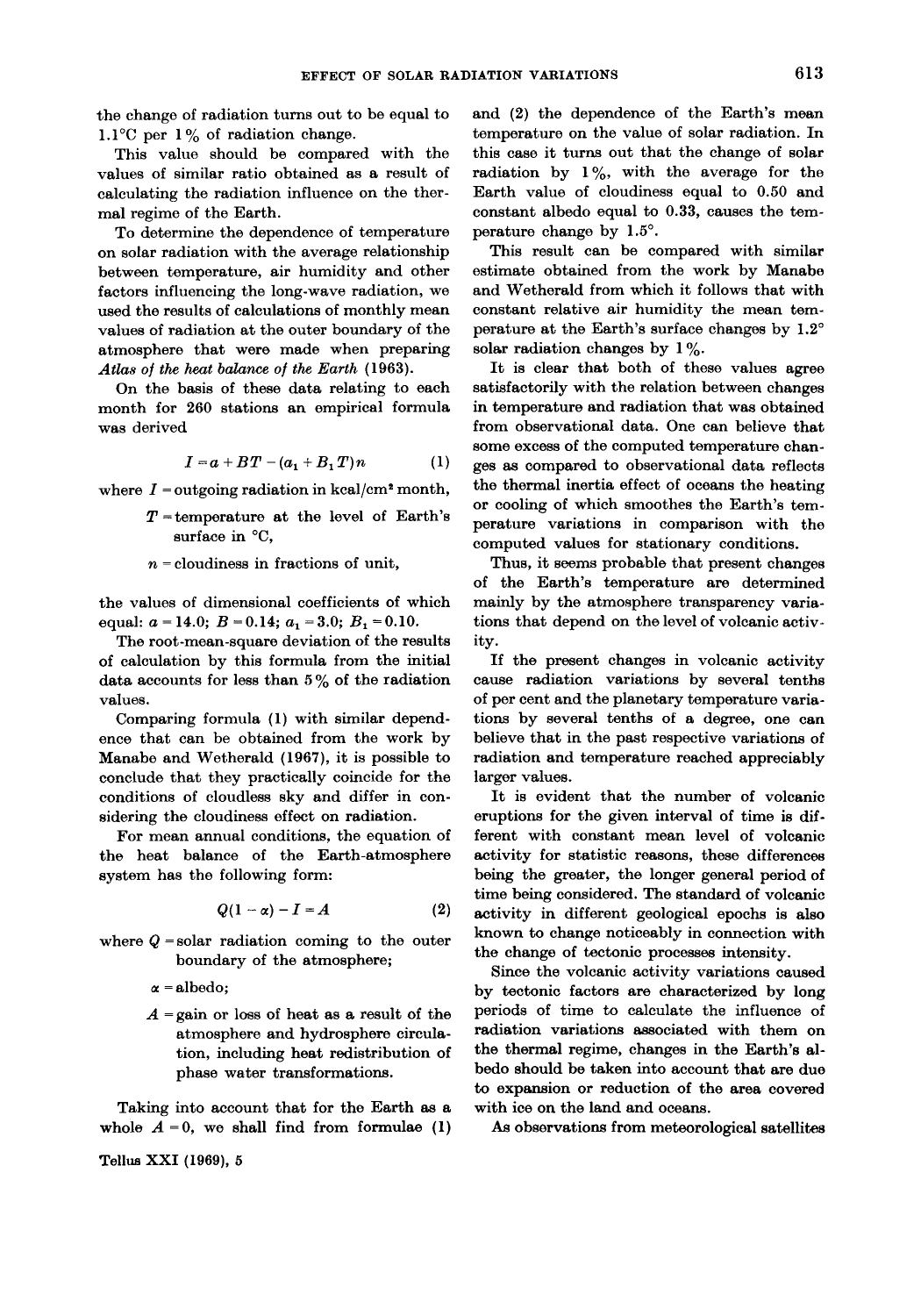the change of radiation turns out to be equal to 1.1°C per 1% of radiation change.

This value should be compared with the values of similar ratio obtained as a result of calculating the radiation influence on the thermal regime of the Earth.

To determine the dependence of temperature on solar radiation with the average relationship between temperature, air humidity and other factors influencing the long-wave radiation, we used the results of calculations of monthly mean values of radiation at the outer boundary of the atmosphere that were made when preparing *Atlas of the heat balance of the Earth* (1963).

On the basis of these data relating to each month for 260 stations an empirical formula was derived

$$I = a + BT - (a_1 + B_1 T)n \qquad (1)$$

where $I$ = outgoing radiation in kcal/cm² month,

$T$ = temperature at the level of Earth's surface in °C,

$n$ = cloudiness in fractions of unit,

the values of dimensional coefficients of which equal: $a = 14.0$; $B = 0.14$; $a_1 = 3.0$; $B_1 = 0.10$.

The root-mean-square deviation of the results of calculation by this formula from the initial data accounts for less than 5% of the radiation values.

Comparing formula (1) with similar dependence that can be obtained from the work by Manabe and Wetherald (1967), it is possible to conclude that they practically coincide for the conditions of cloudless sky and differ in considering the cloudiness effect on radiation.

For mean annual conditions, the equation of the heat balance of the Earth-atmosphere system has the following form:

$$Q(1-\alpha) - I = A \qquad (2)$$

where $Q$ = solar radiation coming to the outer boundary of the atmosphere;

$\alpha$ = albedo;

$A$ = gain or loss of heat as a result of the atmosphere and hydrosphere circulation, including heat redistribution of phase water transformations.

Taking into account that for the Earth as a whole $A = 0$, we shall find from formulae (1) and (2) the dependence of the Earth's mean temperature on the value of solar radiation. In this case it turns out that the change of solar radiation by 1%, with the average for the Earth value of cloudiness equal to 0.50 and constant albedo equal to 0.33, causes the temperature change by 1.5°.

This result can be compared with similar estimate obtained from the work by Manabe and Wetherald from which it follows that with constant relative air humidity the mean temperature at the Earth's surface changes by 1.2° solar radiation changes by 1%.

It is clear that both of these values agree satisfactorily with the relation between changes in temperature and radiation that was obtained from observational data. One can believe that some excess of the computed temperature changes as compared to observational data reflects the thermal inertia effect of oceans the heating or cooling of which smoothes the Earth's temperature variations in comparison with the computed values for stationary conditions.

Thus, it seems probable that present changes of the Earth's temperature are determined mainly by the atmosphere transparency variations that depend on the level of volcanic activity.

If the present changes in volcanic activity cause radiation variations by several tenths of per cent and the planetary temperature variations by several tenths of a degree, one can believe that in the past respective variations of radiation and temperature reached appreciably larger values.

It is evident that the number of volcanic eruptions for the given interval of time is different with constant mean level of volcanic activity for statistic reasons, these differences being the greater, the longer general period of time being considered. The standard of volcanic activity in different geological epochs is also known to change noticeably in connection with the change of tectonic processes intensity.

Since the volcanic activity variations caused by tectonic factors are characterized by long periods of time to calculate the influence of radiation variations associated with them on the thermal regime, changes in the Earth's albedo should be taken into account that are due to expansion or reduction of the area covered with ice on the land and oceans.

As observations from meteorological satellites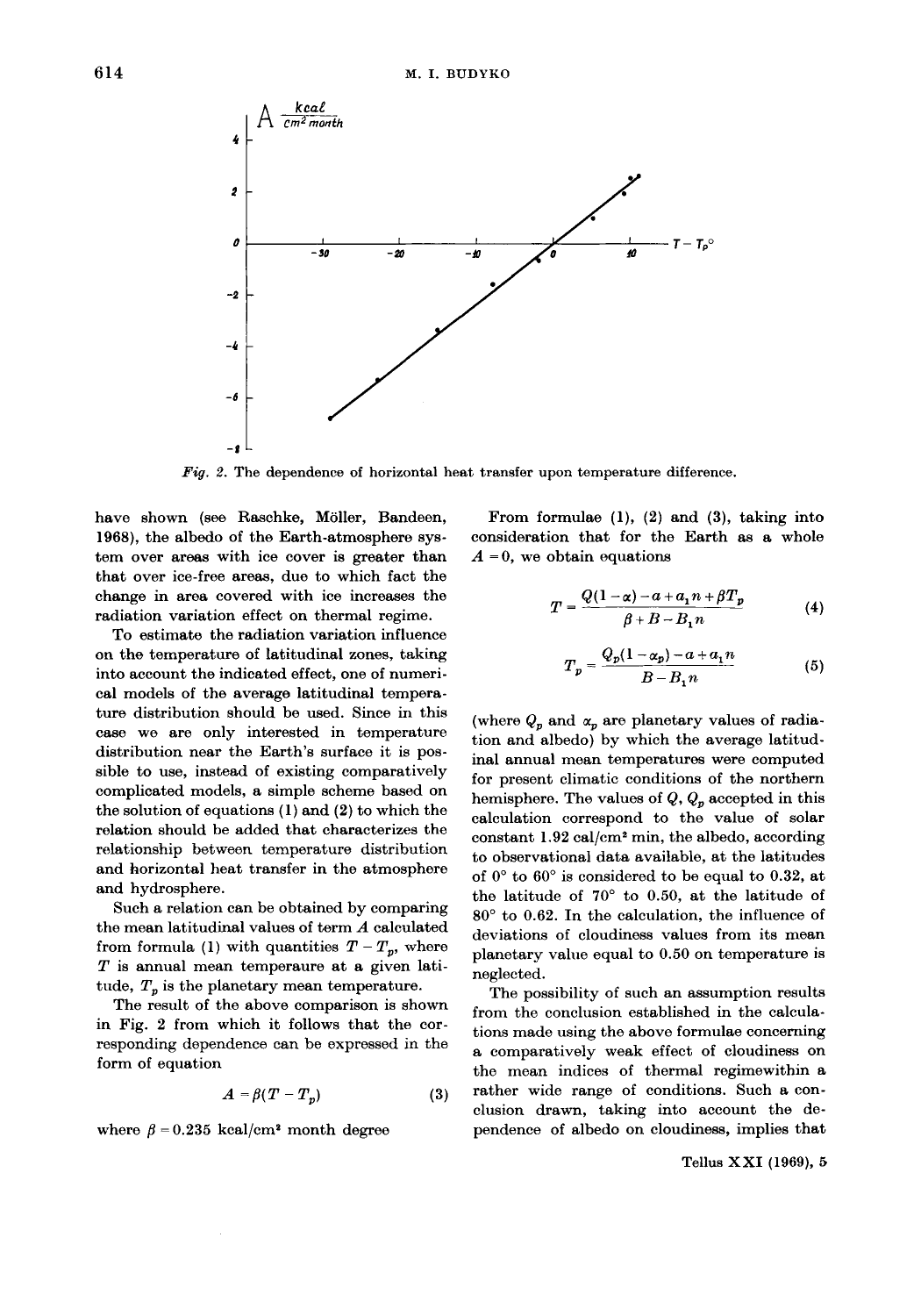*Fig. 2.* The dependence of horizontal heat transfer upon temperature difference.

have shown (see Raschke, Möller, Bandeen, 1968), the albedo of the Earth-atmosphere system over areas with ice cover is greater than that over ice-free areas, due to which fact the change in area covered with ice increases the radiation variation effect on thermal regime.

To estimate the radiation variation influence on the temperature of latitudinal zones, taking into account the indicated effect, one of numerical models of the average latitudinal temperature distribution should be used. Since in this case we are only interested in temperature distribution near the Earth's surface it is possible to use, instead of existing comparatively complicated models, a simple scheme based on the solution of equations (1) and (2) to which the relation should be added that characterizes the relationship between temperature distribution and horizontal heat transfer in the atmosphere and hydrosphere.

Such a relation can be obtained by comparing the mean latitudinal values of term $A$ calculated from formula (1) with quantities $T - T_p$, where $T$ is annual mean temperaure at a given latitude, $T_p$ is the planetary mean temperature.

The result of the above comparison is shown in Fig. 2 from which it follows that the corresponding dependence can be expressed in the form of equation

$$A = \beta(T - T_p) \tag{3}$$

where $\beta = 0.235$ kcal/cm² month degree

From formulae (1), (2) and (3), taking into consideration that for the Earth as a whole $A = 0$, we obtain equations

$$T = \frac{Q(1-\alpha) - a + a_1 n + \beta T_p}{\beta + B - B_1 n} \tag{4}$$

$$T_p = \frac{Q_p(1-\alpha_p) - a + a_1 n}{B - B_1 n} \tag{5}$$

(where $Q_p$ and $\alpha_p$ are planetary values of radiation and albedo) by which the average latitudinal annual mean temperatures were computed for present climatic conditions of the northern hemisphere. The values of $Q$, $Q_p$ accepted in this calculation correspond to the value of solar constant 1.92 cal/cm² min, the albedo, according to observational data available, at the latitudes of 0° to 60° is considered to be equal to 0.32, at the latitude of 70° to 0.50, at the latitude of 80° to 0.62. In the calculation, the influence of deviations of cloudiness values from its mean planetary value equal to 0.50 on temperature is neglected.

The possibility of such an assumption results from the conclusion established in the calculations made using the above formulae concerning a comparatively weak effect of cloudiness on the mean indices of thermal regimewithin a rather wide range of conditions. Such a conclusion drawn, taking into account the dependence of albedo on cloudiness, implies that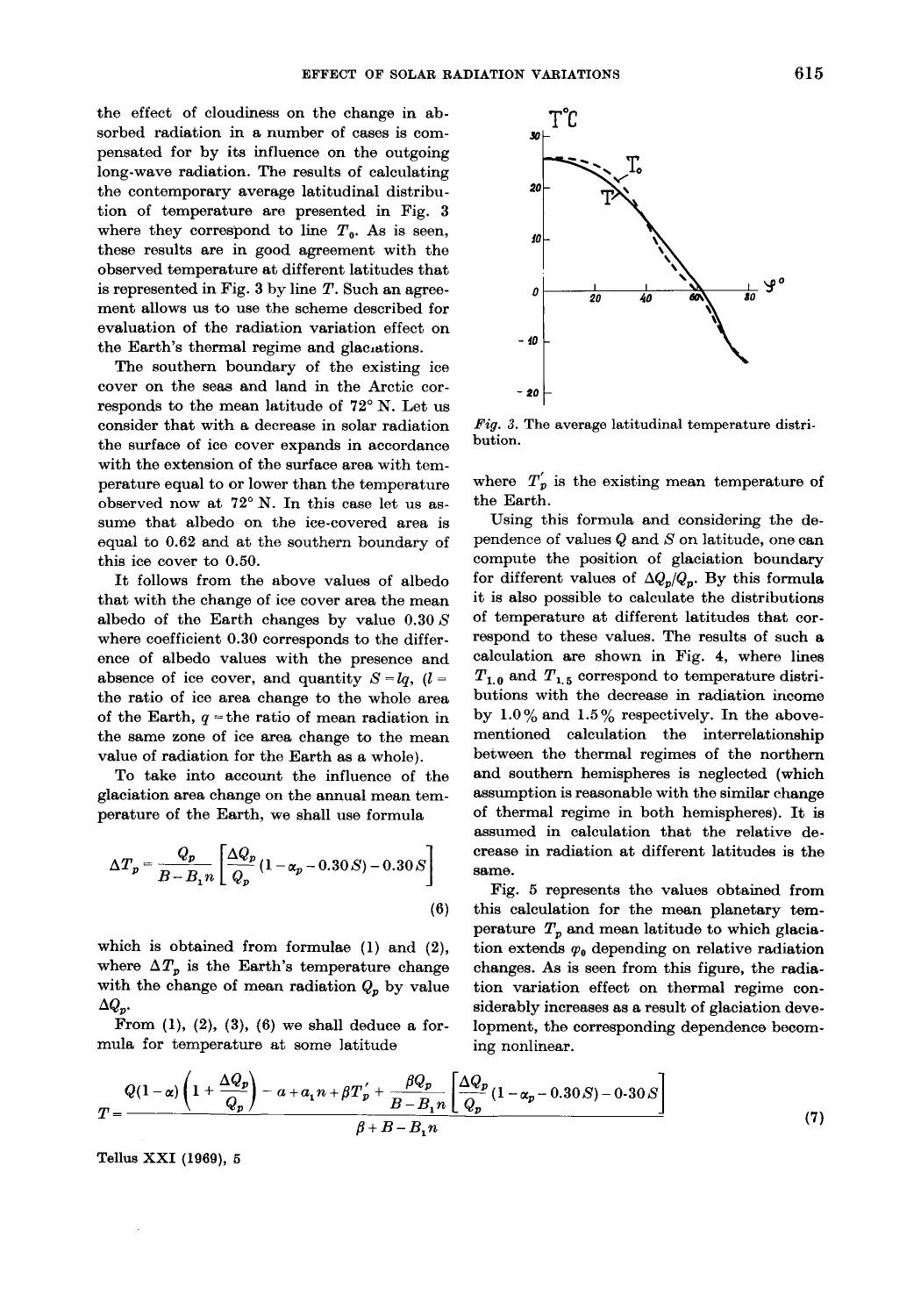the effect of cloudiness on the change in absorbed radiation in a number of cases is compensated for by its influence on the outgoing long-wave radiation. The results of calculating the contemporary average latitudinal distribution of temperature are presented in Fig. 3 where they correspond to line $T_0$. As is seen, these results are in good agreement with the observed temperature at different latitudes that is represented in Fig. 3 by line $T$. Such an agreement allows us to use the scheme described for evaluation of the radiation variation effect on the Earth's thermal regime and glaciations.

The southern boundary of the existing ice cover on the seas and land in the Arctic corresponds to the mean latitude of 72° N. Let us consider that with a decrease in solar radiation the surface of ice cover expands in accordance with the extension of the surface area with temperature equal to or lower than the temperature observed now at 72° N. In this case let us assume that albedo on the ice-covered area is equal to 0.62 and at the southern boundary of this ice cover to 0.50.

It follows from the above values of albedo that with the change of ice cover area the mean albedo of the Earth changes by value $0.30\,S$ where coefficient 0.30 corresponds to the difference of albedo values with the presence and absence of ice cover, and quantity $S = lq$, ($l$ = the ratio of ice area change to the whole area of the Earth, $q$ = the ratio of mean radiation in the same zone of ice area change to the mean value of radiation for the Earth as a whole).

To take into account the influence of the glaciation area change on the annual mean temperature of the Earth, we shall use formula

$$\Delta T_p = \frac{Q_p}{B - B_1 n}\left[\frac{\Delta Q_p}{Q_p}(1 - \alpha_p - 0.30S) - 0.30S\right] \tag{6}$$

which is obtained from formulae (1) and (2), where $\Delta T_p$ is the Earth's temperature change with the change of mean radiation $Q_p$ by value $\Delta Q_p$.

From (1), (2), (3), (6) we shall deduce a formula for temperature at some latitude

$$T = \frac{Q(1-\alpha)\left(1 + \dfrac{\Delta Q_p}{Q_p}\right) - a + a_1 n + \beta T_p' + \dfrac{\beta Q_p}{B - B_1 n}\left[\dfrac{\Delta Q_p}{Q_p}(1 - \alpha_p - 0.30S) - 0.30S\right]}{\beta + B - B_1 n} \tag{7}$$

where $T_p'$ is the existing mean temperature of the Earth.

*Fig. 3.* The average latitudinal temperature distribution.

Using this formula and considering the dependence of values $Q$ and $S$ on latitude, one can compute the position of glaciation boundary for different values of $\Delta Q_p / Q_p$. By this formula it is also possible to calculate the distributions of temperature at different latitudes that correspond to these values. The results of such a calculation are shown in Fig. 4, where lines $T_{1.0}$ and $T_{1.5}$ correspond to temperature distributions with the decrease in radiation income by 1.0% and 1.5% respectively. In the above-mentioned calculation the interrelationship between the thermal regimes of the northern and southern hemispheres is neglected (which assumption is reasonable with the similar change of thermal regime in both hemispheres). It is assumed in calculation that the relative decrease in radiation at different latitudes is the same.

Fig. 5 represents the values obtained from this calculation for the mean planetary temperature $T_p$ and mean latitude to which glaciation extends $\varphi_0$ depending on relative radiation changes. As is seen from this figure, the radiation variation effect on thermal regime considerably increases as a result of glaciation development, the corresponding dependence becoming nonlinear.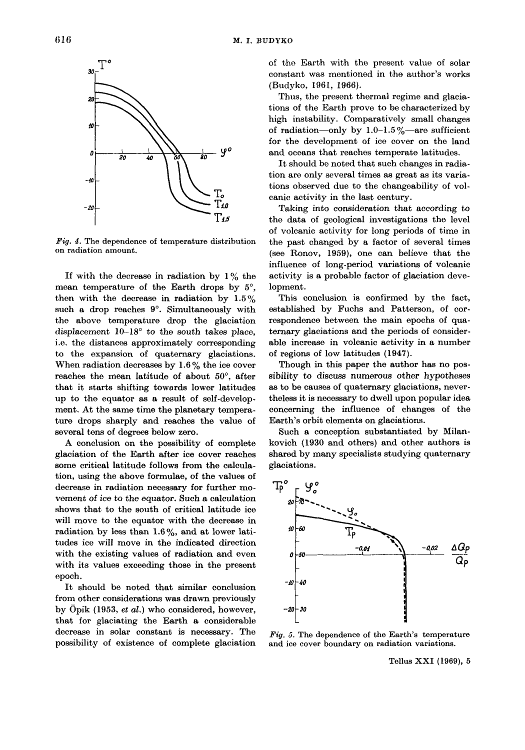T°

30

20

10

0

-10

-20

20 40 60 80 $\varphi°$

$T_0$

$T_{1.0}$

$T_{1.5}$

*Fig. 4.* The dependence of temperature distribution on radiation amount.

If with the decrease in radiation by 1% the mean temperature of the Earth drops by 5°, then with the decrease in radiation by 1.5% such a drop reaches 9°. Simultaneously with the above temperature drop the glaciation displacement 10–18° to the south takes place, i.e. the distances approximately corresponding to the expansion of quaternary glaciations. When radiation decreases by 1.6% the ice cover reaches the mean latitude of about 50°, after that it starts shifting towards lower latitudes up to the equator as a result of self-development. At the same time the planetary temperature drops sharply and reaches the value of several tens of degrees below zero.

A conclusion on the possibility of complete glaciation of the Earth after ice cover reaches some critical latitude follows from the calculation, using the above formulae, of the values of decrease in radiation necessary for further movement of ice to the equator. Such a calculation shows that to the south of critical latitude ice will move to the equator with the decrease in radiation by less than 1.6%, and at lower latitudes ice will move in the indicated direction with the existing values of radiation and even with its values exceeding those in the present epoch.

It should be noted that similar conclusion from other considerations was drawn previously by Öpik (1953, *et al.*) who considered, however, that for glaciating the Earth a considerable decrease in solar constant is necessary. The possibility of existence of complete glaciation of the Earth with the present value of solar constant was mentioned in the author's works (Budyko, 1961, 1966).

Thus, the present thermal regime and glaciations of the Earth prove to be characterized by high instability. Comparatively small changes of radiation—only by 1.0–1.5%—are sufficient for the development of ice cover on the land and oceans that reaches temperate latitudes.

It should be noted that such changes in radiation are only several times as great as its variations observed due to the changeability of volcanic activity in the last century.

Taking into consideration that according to the data of geological investigations the level of volcanic activity for long periods of time in the past changed by a factor of several times (see Ronov, 1959), one can believe that the influence of long-period variations of volcanic activity is a probable factor of glaciation development.

This conclusion is confirmed by the fact, established by Fuchs and Patterson, of correspondence between the main epochs of quaternary glaciations and the periods of considerable increase in volcanic activity in a number of regions of low latitudes (1947).

Though in this paper the author has no possibility to discuss numerous other hypotheses as to be causes of quaternary glaciations, nevertheless it is necessary to dwell upon popular idea concerning the influence of changes of the Earth's orbit elements on glaciations.

Such a conception substantiated by Milankovich (1930 and others) and other authors is shared by many specialists studying quaternary glaciations.

$T_p°$ $\varphi_0°$

20 70

10 60

0 50

-10 40

-20 30

$\varphi_0$

$T_p$

-0,01 -0,02 $\frac{\Delta Q_p}{Q_p}$

*Fig. 5.* The dependence of the Earth's temperature and ice cover boundary on radiation variations.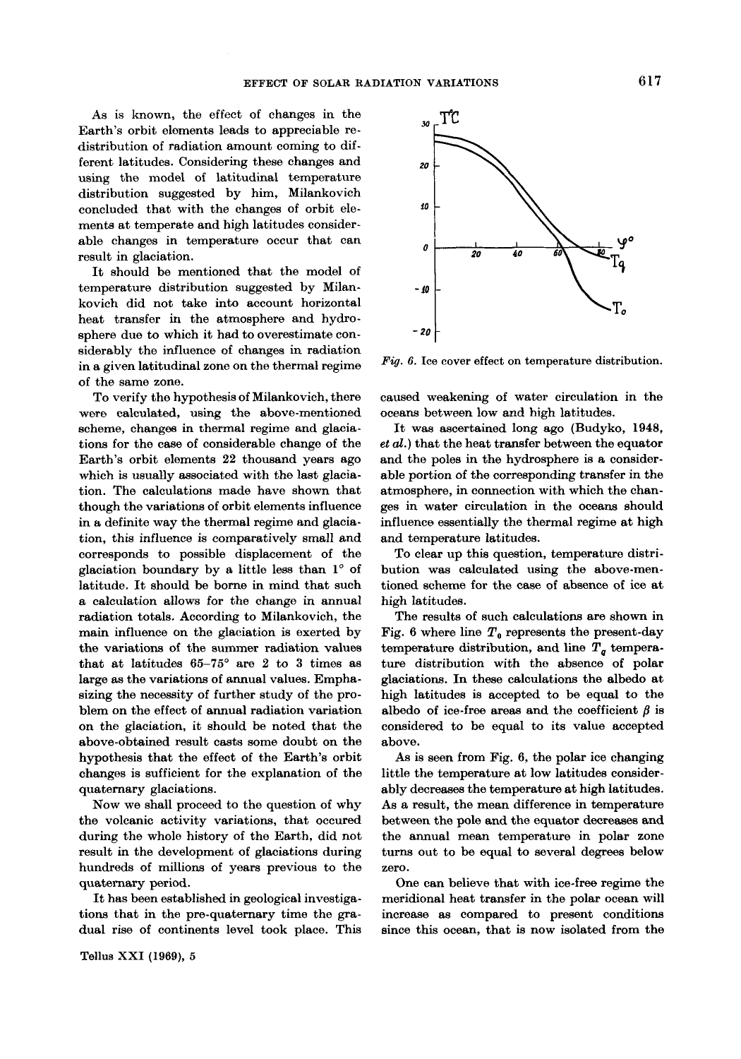As is known, the effect of changes in the Earth's orbit elements leads to appreciable redistribution of radiation amount coming to different latitudes. Considering these changes and using the model of latitudinal temperature distribution suggested by him, Milankovich concluded that with the changes of orbit elements at temperate and high latitudes considerable changes in temperature occur that can result in glaciation.

It should be mentioned that the model of temperature distribution suggested by Milankovich did not take into account horizontal heat transfer in the atmosphere and hydrosphere due to which it had to overestimate considerably the influence of changes in radiation in a given latitudinal zone on the thermal regime of the same zone.

To verify the hypothesis of Milankovich, there were calculated, using the above-mentioned scheme, changes in thermal regime and glaciations for the case of considerable change of the Earth's orbit elements 22 thousand years ago which is usually associated with the last glaciation. The calculations made have shown that though the variations of orbit elements influence in a definite way the thermal regime and glaciation, this influence is comparatively small and corresponds to possible displacement of the glaciation boundary by a little less than 1° of latitude. It should be borne in mind that such a calculation allows for the change in annual radiation totals. According to Milankovich, the main influence on the glaciation is exerted by the variations of the summer radiation values that at latitudes 65–75° are 2 to 3 times as large as the variations of annual values. Emphasizing the necessity of further study of the problem on the effect of annual radiation variation on the glaciation, it should be noted that the above-obtained result casts some doubt on the hypothesis that the effect of the Earth's orbit changes is sufficient for the explanation of the quaternary glaciations.

Now we shall proceed to the question of why the volcanic activity variations, that occured during the whole history of the Earth, did not result in the development of glaciations during hundreds of millions of years previous to the quaternary period.

It has been established in geological investigations that in the pre-quaternary time the gradual rise of continents level took place. This

T°C

30

20

10

0

-10

-20

20 40 60 80

φ°

$T_q$

$T_0$

*Fig. 6.* Ice cover effect on temperature distribution.

caused weakening of water circulation in the oceans between low and high latitudes.

It was ascertained long ago (Budyko, 1948, *et al.*) that the heat transfer between the equator and the poles in the hydrosphere is a considerable portion of the corresponding transfer in the atmosphere, in connection with which the changes in water circulation in the oceans should influence essentially the thermal regime at high and temperate latitudes.

To clear up this question, temperature distribution was calculated using the above-mentioned scheme for the case of absence of ice at high latitudes.

The results of such calculations are shown in Fig. 6 where line $T_0$ represents the present-day temperature distribution, and line $T_q$ temperature distribution with the absence of polar glaciations. In these calculations the albedo at high latitudes is accepted to be equal to the albedo of ice-free areas and the coefficient $\beta$ is considered to be equal to its value accepted above.

As is seen from Fig. 6, the polar ice changing little the temperature at low latitudes considerably decreases the temperature at high latitudes. As a result, the mean difference in temperature between the pole and the equator decreases and the annual mean temperature in polar zone turns out to be equal to several degrees below zero.

One can believe that with ice-free regime the meridional heat transfer in the polar ocean will increase as compared to present conditions since this ocean, that is now isolated from the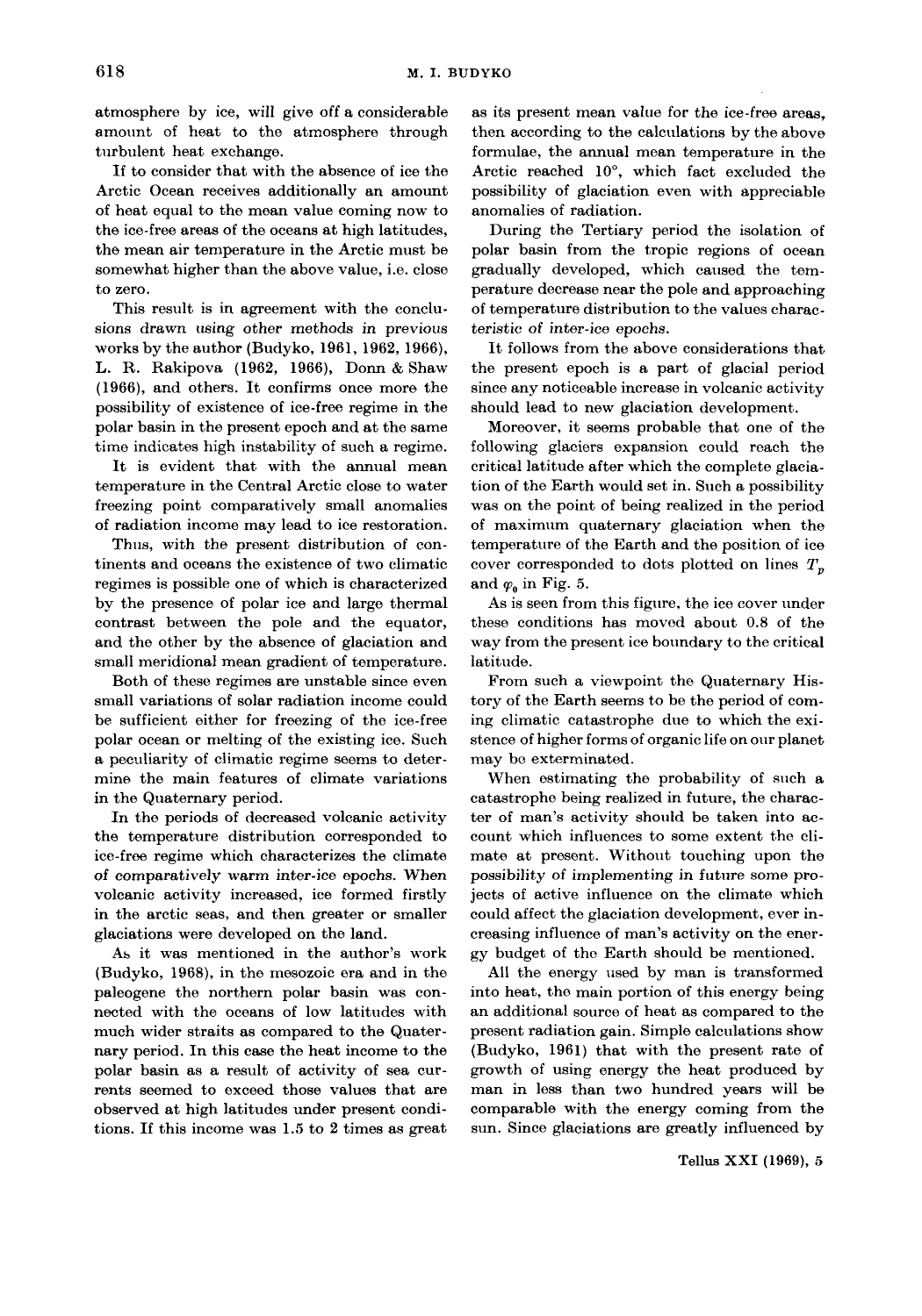atmosphere by ice, will give off a considerable amount of heat to the atmosphere through turbulent heat exchange.

If to consider that with the absence of ice the Arctic Ocean receives additionally an amount of heat equal to the mean value coming now to the ice-free areas of the oceans at high latitudes, the mean air temperature in the Arctic must be somewhat higher than the above value, i.e. close to zero.

This result is in agreement with the conclusions drawn using other methods in previous works by the author (Budyko, 1961, 1962, 1966), L. R. Rakipova (1962, 1966), Donn & Shaw (1966), and others. It confirms once more the possibility of existence of ice-free regime in the polar basin in the present epoch and at the same time indicates high instability of such a regime.

It is evident that with the annual mean temperature in the Central Arctic close to water freezing point comparatively small anomalies of radiation income may lead to ice restoration.

Thus, with the present distribution of continents and oceans the existence of two climatic regimes is possible one of which is characterized by the presence of polar ice and large thermal contrast between the pole and the equator, and the other by the absence of glaciation and small meridional mean gradient of temperature.

Both of these regimes are unstable since even small variations of solar radiation income could be sufficient either for freezing of the ice-free polar ocean or melting of the existing ice. Such a peculiarity of climatic regime seems to determine the main features of climate variations in the Quaternary period.

In the periods of decreased volcanic activity the temperature distribution corresponded to ice-free regime which characterizes the climate of comparatively warm inter-ice epochs. When volcanic activity increased, ice formed firstly in the arctic seas, and then greater or smaller glaciations were developed on the land.

As it was mentioned in the author's work (Budyko, 1968), in the mesozoic era and in the paleogene the northern polar basin was connected with the oceans of low latitudes with much wider straits as compared to the Quaternary period. In this case the heat income to the polar basin as a result of activity of sea currents seemed to exceed those values that are observed at high latitudes under present conditions. If this income was 1.5 to 2 times as great as its present mean value for the ice-free areas, then according to the calculations by the above formulae, the annual mean temperature in the Arctic reached 10°, which fact excluded the possibility of glaciation even with appreciable anomalies of radiation.

During the Tertiary period the isolation of polar basin from the tropic regions of ocean gradually developed, which caused the temperature decrease near the pole and approaching of temperature distribution to the values characteristic of inter-ice epochs.

It follows from the above considerations that the present epoch is a part of glacial period since any noticeable increase in volcanic activity should lead to new glaciation development.

Moreover, it seems probable that one of the following glaciers expansion could reach the critical latitude after which the complete glaciation of the Earth would set in. Such a possibility was on the point of being realized in the period of maximum quaternary glaciation when the temperature of the Earth and the position of ice cover corresponded to dots plotted on lines $T_p$ and $\varphi_0$ in Fig. 5.

As is seen from this figure, the ice cover under these conditions has moved about 0.8 of the way from the present ice boundary to the critical latitude.

From such a viewpoint the Quaternary History of the Earth seems to be the period of coming climatic catastrophe due to which the existence of higher forms of organic life on our planet may be exterminated.

When estimating the probability of such a catastrophe being realized in future, the character of man's activity should be taken into account which influences to some extent the climate at present. Without touching upon the possibility of implementing in future some projects of active influence on the climate which could affect the glaciation development, ever increasing influence of man's activity on the energy budget of the Earth should be mentioned.

All the energy used by man is transformed into heat, the main portion of this energy being an additional source of heat as compared to the present radiation gain. Simple calculations show (Budyko, 1961) that with the present rate of growth of using energy the heat produced by man in less than two hundred years will be comparable with the energy coming from the sun. Since glaciations are greatly influenced by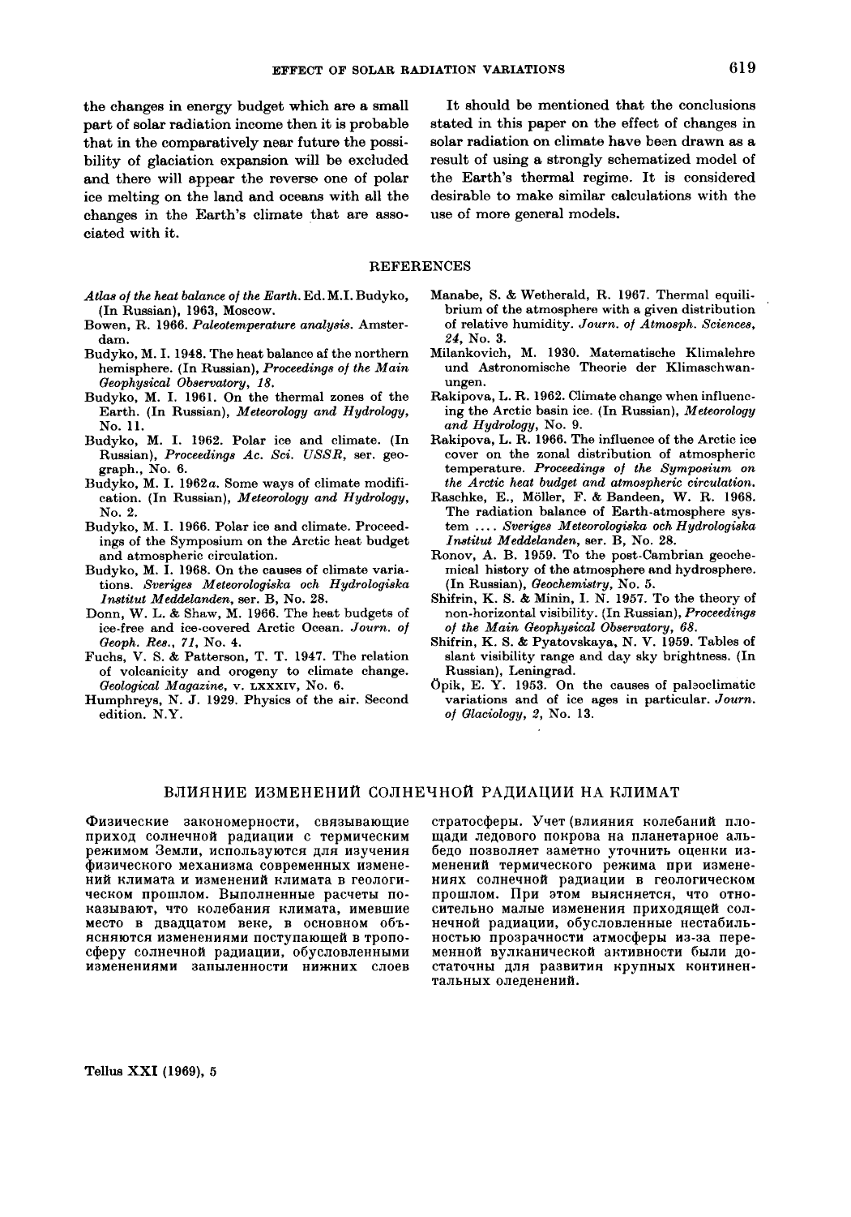the changes in energy budget which are a small part of solar radiation income then it is probable that in the comparatively near future the possibility of glaciation expansion will be excluded and there will appear the reverse one of polar ice melting on the land and oceans with all the changes in the Earth's climate that are associated with it.

It should be mentioned that the conclusions stated in this paper on the effect of changes in solar radiation on climate have been drawn as a result of using a strongly schematized model of the Earth's thermal regime. It is considered desirable to make similar calculations with the use of more general models.

## REFERENCES

*Atlas of the heat balance of the Earth.* Ed. M.I. Budyko, (In Russian), 1963, Moscow.

Bowen, R. 1966. *Paleotemperature analysis.* Amsterdam.

Budyko, M. I. 1948. The heat balance af the northern hemisphere. (In Russian), *Proceedings of the Main Geophysical Observatory, 18.*

Budyko, M. I. 1961. On the thermal zones of the Earth. (In Russian), *Meteorology and Hydrology,* No. 11.

Budyko, M. I. 1962. Polar ice and climate. (In Russian), *Proceedings Ac. Sci. USSR,* ser. geograph., No. 6.

Budyko, M. I. 1962*a*. Some ways of climate modification. (In Russian), *Meteorology and Hydrology,* No. 2.

Budyko, M. I. 1966. Polar ice and climate. Proceedings of the Symposium on the Arctic heat budget and atmospheric circulation.

Budyko, M. I. 1968. On the causes of climate variations. *Sveriges Meteorologiska och Hydrologiska Institut Meddelanden,* ser. B, No. 28.

Donn, W. L. & Shaw, M. 1966. The heat budgets of ice-free and ice-covered Arctic Ocean. *Journ. of Geoph. Res., 71,* No. 4.

Fuchs, V. S. & Patterson, T. T. 1947. The relation of volcanicity and orogeny to climate change. *Geological Magazine,* v. LXXXIV, No. 6.

Humphreys, N. J. 1929. Physics of the air. Second edition. N.Y.

Manabe, S. & Wetherald, R. 1967. Thermal equilibrium of the atmosphere with a given distribution of relative humidity. *Journ. of Atmosph. Sciences, 24,* No. 3.

Milankovich, M. 1930. Matematische Klimalehre und Astronomische Theorie der Klimaschwanungen.

Rakipova, L. R. 1962. Climate change when influencing the Arctic basin ice. (In Russian), *Meteorology and Hydrology,* No. 9.

Rakipova, L. R. 1966. The influence of the Arctic ice cover on the zonal distribution of atmospheric temperature. *Proceedings of the Symposium on the Arctic heat budget and atmospheric circulation.*

Raschke, E., Möller, F. & Bandeen, W. R. 1968. The radiation balance of Earth-atmosphere system .... *Sveriges Meteorologiska och Hydrologiska Institut Meddelanden,* ser. B, No. 28.

Ronov, A. B. 1959. To the post-Cambrian geochemical history of the atmosphere and hydrosphere. (In Russian), *Geochemistry,* No. 5.

Shifrin, K. S. & Minin, I. N. 1957. To the theory of non-horizontal visibility. (In Russian), *Proceedings of the Main Geophysical Observatory, 68.*

Shifrin, K. S. & Pyatovskaya, N. V. 1959. Tables of slant visibility range and day sky brightness. (In Russian), Leningrad.

Öpik, E. Y. 1953. On the causes of palæoclimatic variations and of ice ages in particular. *Journ. of Glaciology, 2,* No. 13.

## ВЛИЯНИЕ ИЗМЕНЕНИЙ СОЛНЕЧНОЙ РАДИАЦИИ НА КЛИМАТ

Физические закономерности, связывающие приход солнечной радиации с термическим режимом Земли, используются для изучения физического механизма современных изменений климата и изменений климата в геологическом прошлом. Выполненные расчеты показывают, что колебания климата, имевшие место в двадцатом веке, в основном объясняются изменениями поступающей в тропосферу солнечной радиации, обусловленными изменениями запыленности нижних слоев стратосферы. Учет (влияния колебаний площади ледового покрова на планетарное альбедо позволяет заметно уточнить оценки изменений термического режима при изменениях солнечной радиации в геологическом прошлом. При этом выясняется, что относительно малые изменения приходящей солнечной радиации, обусловленные нестабильностью прозрачности атмосферы из-за переменной вулканической активности были достаточны для развития крупных континентальных оледенений.